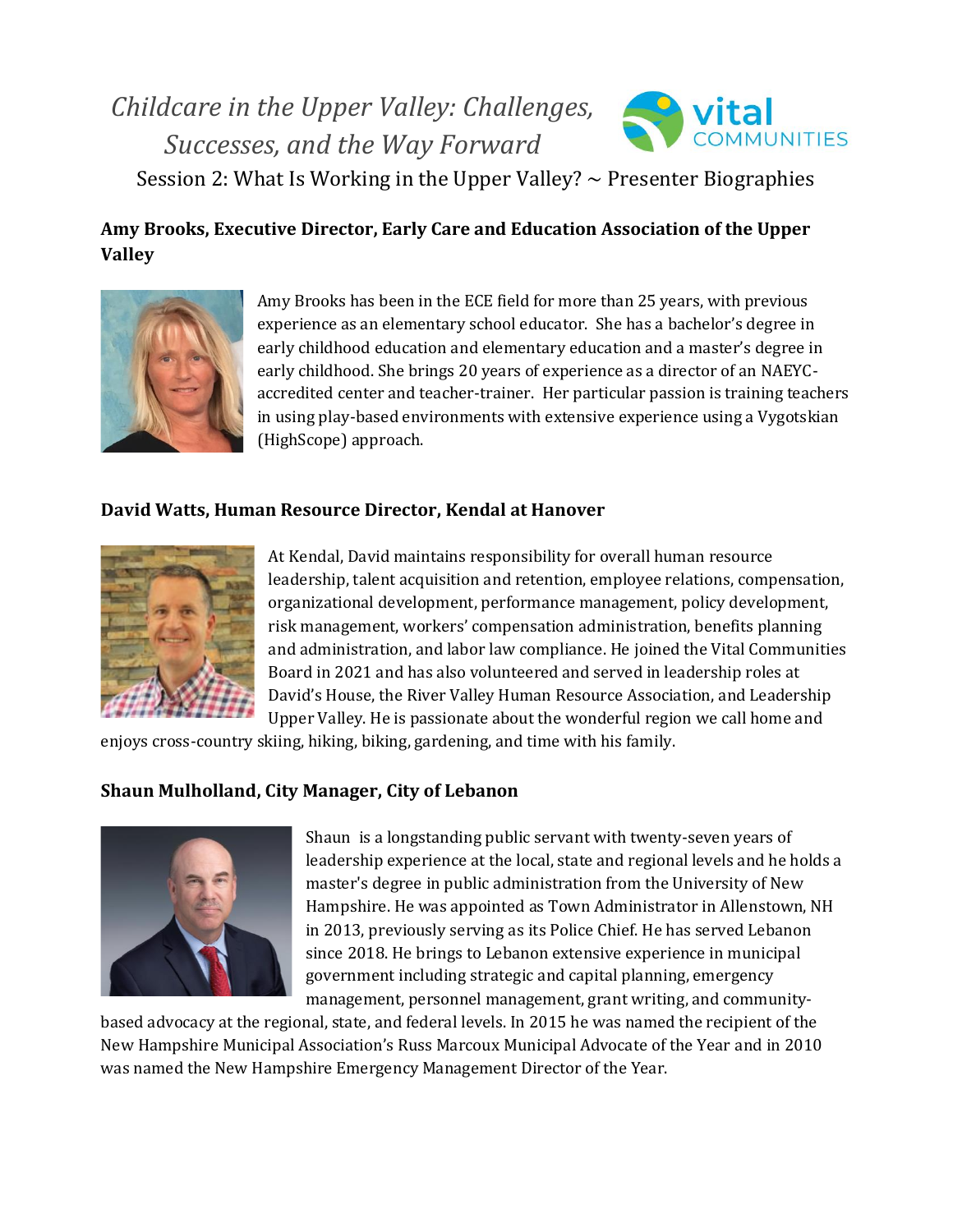# *Childcare in the Upper Valley: Challenges, Successes, and the Way Forward*

Session 2: What Is Working in the Upper Valley? ~ Presenter Biographies

### Amy Brooks, Executive Director, Early Care and Education Association of the Upper Valley

Amy Brooks has been in the ECE field for more than 25 years, with previous experience as an elementary school educator. She has a bachelor's degree in early childhood education and elementary education and a master's degree in early childhood. She brings 20 years of experience as a director of an NAEYC-accredited center and teacher-trainer. Her particular passion is training teachers in using play-based environments with extensive experience using a Vygotskian (HighScope) approach.

### David Watts, Human Resource Director, Kendal at Hanover

At Kendal, David maintains responsibility for overall human resource leadership, talent acquisition and retention, employee relations, compensation, organizational development, performance management, policy development, risk management, workers' compensation administration, benefits planning and administration, and labor law compliance. He joined the Vital Communities Board in 2021 and has also volunteered and served in leadership roles at David's House, the River Valley Human Resource Association, and Leadership Upper Valley. He is passionate about the wonderful region we call home and enjoys cross-country skiing, hiking, biking, gardening, and time with his family.

### Shaun Mulholland, City Manager, City of Lebanon

Shaun is a longstanding public servant with twenty-seven years of leadership experience at the local, state and regional levels and he holds a master's degree in public administration from the University of New Hampshire. He was appointed as Town Administrator in Allenstown, NH in 2013, previously serving as its Police Chief. He has served Lebanon since 2018. He brings to Lebanon extensive experience in municipal government including strategic and capital planning, emergency management, personnel management, grant writing, and community-based advocacy at the regional, state, and federal levels. In 2015 he was named the recipient of the New Hampshire Municipal Association's Russ Marcoux Municipal Advocate of the Year and in 2010 was named the New Hampshire Emergency Management Director of the Year.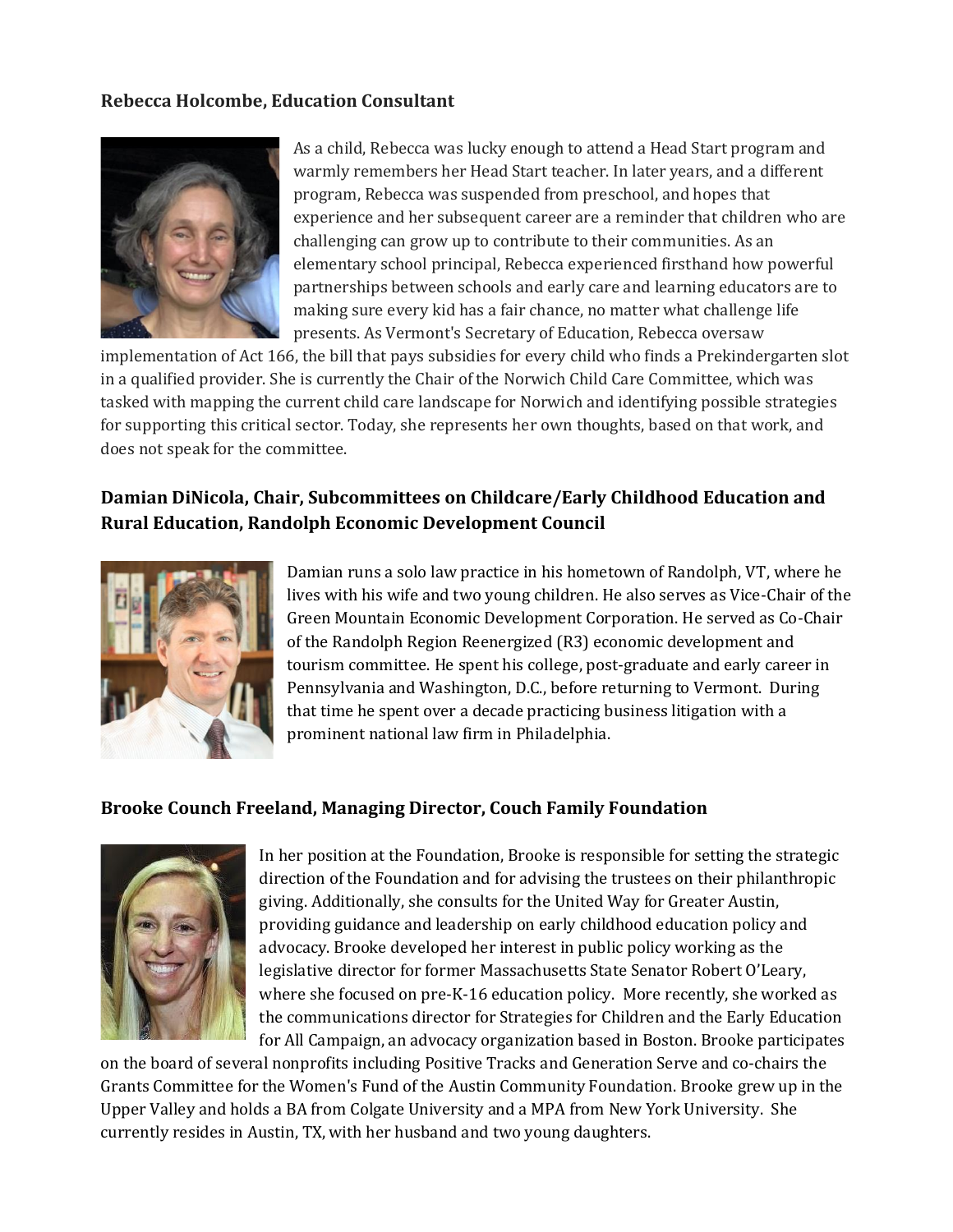**Rebecca Holcombe, Education Consultant**

As a child, Rebecca was lucky enough to attend a Head Start program and warmly remembers her Head Start teacher. In later years, and a different program, Rebecca was suspended from preschool, and hopes that experience and her subsequent career are a reminder that children who are challenging can grow up to contribute to their communities. As an elementary school principal, Rebecca experienced firsthand how powerful partnerships between schools and early care and learning educators are to making sure every kid has a fair chance, no matter what challenge life presents. As Vermont's Secretary of Education, Rebecca oversaw implementation of Act 166, the bill that pays subsidies for every child who finds a Prekindergarten slot in a qualified provider. She is currently the Chair of the Norwich Child Care Committee, which was tasked with mapping the current child care landscape for Norwich and identifying possible strategies for supporting this critical sector. Today, she represents her own thoughts, based on that work, and does not speak for the committee.

**Damian DiNicola, Chair, Subcommittees on Childcare/Early Childhood Education and Rural Education, Randolph Economic Development Council**

Damian runs a solo law practice in his hometown of Randolph, VT, where he lives with his wife and two young children. He also serves as Vice-Chair of the Green Mountain Economic Development Corporation. He served as Co-Chair of the Randolph Region Reenergized (R3) economic development and tourism committee. He spent his college, post-graduate and early career in Pennsylvania and Washington, D.C., before returning to Vermont. During that time he spent over a decade practicing business litigation with a prominent national law firm in Philadelphia.

**Brooke Counch Freeland, Managing Director, Couch Family Foundation**

In her position at the Foundation, Brooke is responsible for setting the strategic direction of the Foundation and for advising the trustees on their philanthropic giving. Additionally, she consults for the United Way for Greater Austin, providing guidance and leadership on early childhood education policy and advocacy. Brooke developed her interest in public policy working as the legislative director for former Massachusetts State Senator Robert O'Leary, where she focused on pre-K-16 education policy. More recently, she worked as the communications director for Strategies for Children and the Early Education for All Campaign, an advocacy organization based in Boston. Brooke participates on the board of several nonprofits including Positive Tracks and Generation Serve and co-chairs the Grants Committee for the Women's Fund of the Austin Community Foundation. Brooke grew up in the Upper Valley and holds a BA from Colgate University and a MPA from New York University. She currently resides in Austin, TX, with her husband and two young daughters.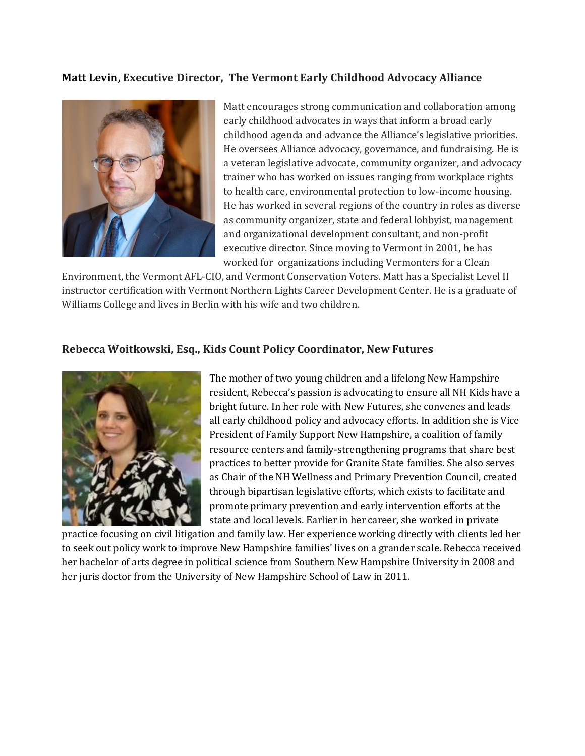**Matt Levin, Executive Director, The Vermont Early Childhood Advocacy Alliance**

Matt encourages strong communication and collaboration among early childhood advocates in ways that inform a broad early childhood agenda and advance the Alliance's legislative priorities. He oversees Alliance advocacy, governance, and fundraising. He is a veteran legislative advocate, community organizer, and advocacy trainer who has worked on issues ranging from workplace rights to health care, environmental protection to low-income housing. He has worked in several regions of the country in roles as diverse as community organizer, state and federal lobbyist, management and organizational development consultant, and non-profit executive director. Since moving to Vermont in 2001, he has worked for organizations including Vermonters for a Clean Environment, the Vermont AFL-CIO, and Vermont Conservation Voters. Matt has a Specialist Level II instructor certification with Vermont Northern Lights Career Development Center. He is a graduate of Williams College and lives in Berlin with his wife and two children.

**Rebecca Woitkowski, Esq., Kids Count Policy Coordinator, New Futures**

The mother of two young children and a lifelong New Hampshire resident, Rebecca's passion is advocating to ensure all NH Kids have a bright future. In her role with New Futures, she convenes and leads all early childhood policy and advocacy efforts. In addition she is Vice President of Family Support New Hampshire, a coalition of family resource centers and family-strengthening programs that share best practices to better provide for Granite State families. She also serves as Chair of the NH Wellness and Primary Prevention Council, created through bipartisan legislative efforts, which exists to facilitate and promote primary prevention and early intervention efforts at the state and local levels. Earlier in her career, she worked in private practice focusing on civil litigation and family law. Her experience working directly with clients led her to seek out policy work to improve New Hampshire families' lives on a grander scale. Rebecca received her bachelor of arts degree in political science from Southern New Hampshire University in 2008 and her juris doctor from the University of New Hampshire School of Law in 2011.